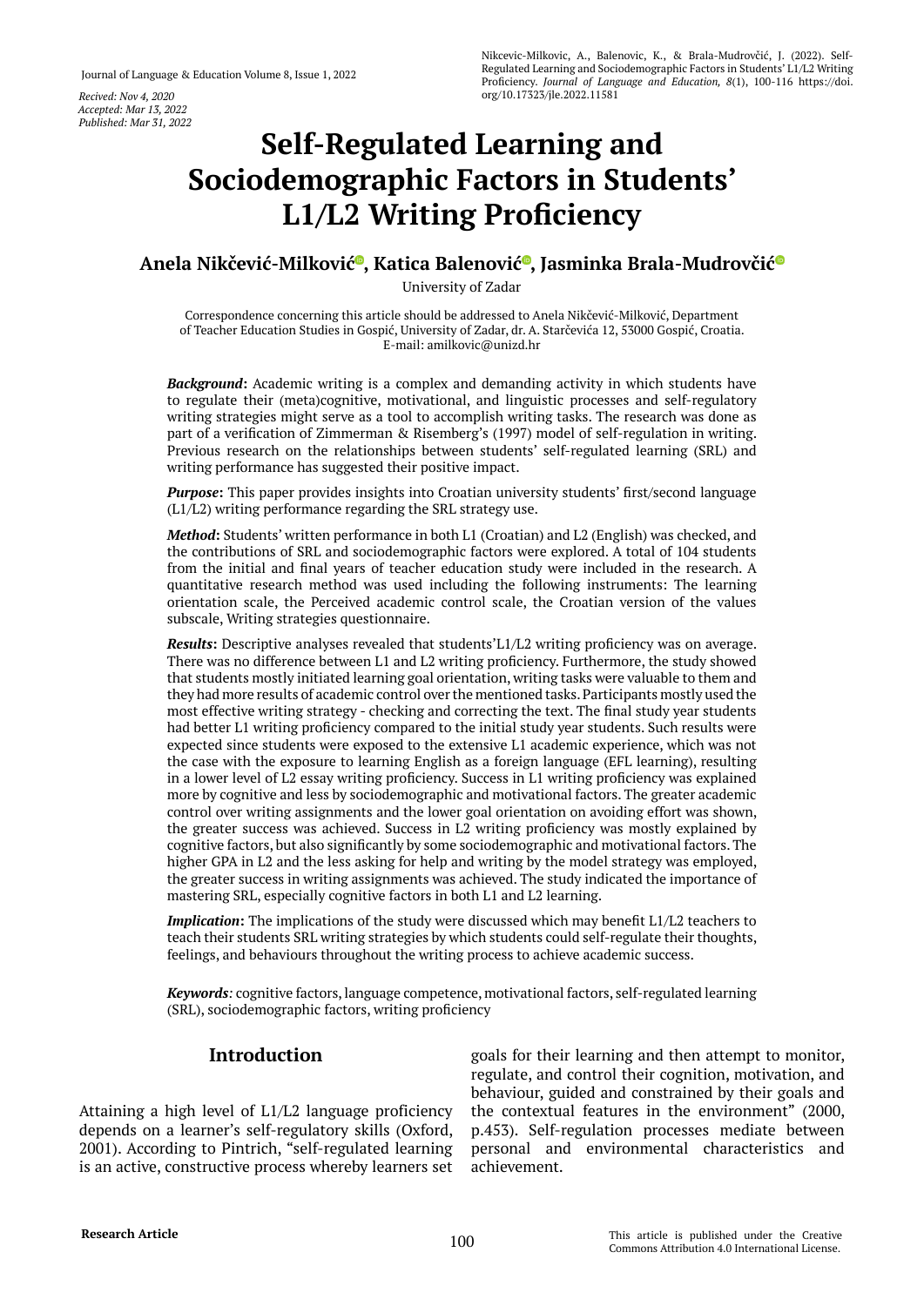Recived: Nov 4, 2020
Accepted: Mar 13, 2022
Published: Mar 31, 2022

Nikcevic-Milkovic, A., Balenovic, K., & Brala-Mudrovčić, J. (2022). Self-Regulated Learning and Sociodemographic Factors in Students' L1/L2 Writing Proficiency. *Journal of Language and Education, 8*(1), 100-116 https://doi.org/10.17323/jle.2022.11581

# Self-Regulated Learning and Sociodemographic Factors in Students' L1/L2 Writing Proficiency

**Anela Nikčević-Milković, Katica Balenović, Jasminka Brala-Mudrovčić**

University of Zadar

Correspondence concerning this article should be addressed to Anela Nikčević-Milković, Department of Teacher Education Studies in Gospić, University of Zadar, dr. A. Starčevića 12, 53000 Gospić, Croatia. E-mail: amilkovic@unizd.hr

***Background*:** Academic writing is a complex and demanding activity in which students have to regulate their (meta)cognitive, motivational, and linguistic processes and self-regulatory writing strategies might serve as a tool to accomplish writing tasks. The research was done as part of a verification of Zimmerman & Risemberg's (1997) model of self-regulation in writing. Previous research on the relationships between students' self-regulated learning (SRL) and writing performance has suggested their positive impact.

***Purpose*:** This paper provides insights into Croatian university students' first/second language (L1/L2) writing performance regarding the SRL strategy use.

***Method*:** Students' written performance in both L1 (Croatian) and L2 (English) was checked, and the contributions of SRL and sociodemographic factors were explored. A total of 104 students from the initial and final years of teacher education study were included in the research. A quantitative research method was used including the following instruments: The learning orientation scale, the Perceived academic control scale, the Croatian version of the values subscale, Writing strategies questionnaire.

***Results*:** Descriptive analyses revealed that students'L1/L2 writing proficiency was on average. There was no difference between L1 and L2 writing proficiency. Furthermore, the study showed that students mostly initiated learning goal orientation, writing tasks were valuable to them and they had more results of academic control over the mentioned tasks. Participants mostly used the most effective writing strategy - checking and correcting the text. The final study year students had better L1 writing proficiency compared to the initial study year students. Such results were expected since students were exposed to the extensive L1 academic experience, which was not the case with the exposure to learning English as a foreign language (EFL learning), resulting in a lower level of L2 essay writing proficiency. Success in L1 writing proficiency was explained more by cognitive and less by sociodemographic and motivational factors. The greater academic control over writing assignments and the lower goal orientation on avoiding effort was shown, the greater success was achieved. Success in L2 writing proficiency was mostly explained by cognitive factors, but also significantly by some sociodemographic and motivational factors. The higher GPA in L2 and the less asking for help and writing by the model strategy was employed, the greater success in writing assignments was achieved. The study indicated the importance of mastering SRL, especially cognitive factors in both L1 and L2 learning.

***Implication*:** The implications of the study were discussed which may benefit L1/L2 teachers to teach their students SRL writing strategies by which students could self-regulate their thoughts, feelings, and behaviours throughout the writing process to achieve academic success.

***Keywords****:* cognitive factors, language competence, motivational factors, self-regulated learning (SRL), sociodemographic factors, writing proficiency

## Introduction

Attaining a high level of L1/L2 language proficiency depends on a learner's self-regulatory skills (Oxford, 2001). According to Pintrich, "self-regulated learning is an active, constructive process whereby learners set goals for their learning and then attempt to monitor, regulate, and control their cognition, motivation, and behaviour, guided and constrained by their goals and the contextual features in the environment" (2000, p.453). Self-regulation processes mediate between personal and environmental characteristics and achievement.

**Research Article**

This article is published under the Creative Commons Attribution 4.0 International License.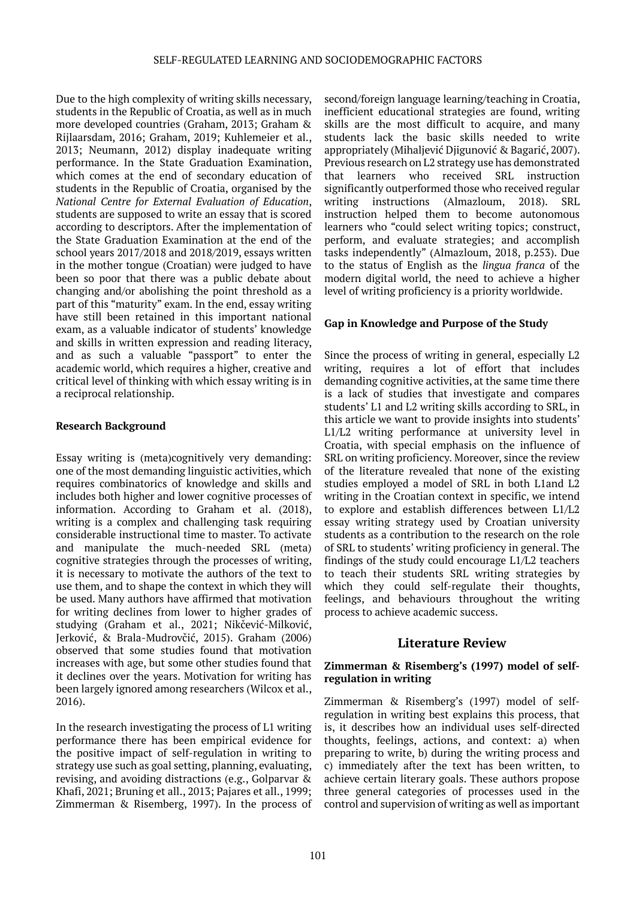Due to the high complexity of writing skills necessary, students in the Republic of Croatia, as well as in much more developed countries (Graham, 2013; Graham & Rijlaarsdam, 2016; Graham, 2019; Kuhlemeier et al., 2013; Neumann, 2012) display inadequate writing performance. In the State Graduation Examination, which comes at the end of secondary education of students in the Republic of Croatia, organised by the *National Centre for External Evaluation of Education*, students are supposed to write an essay that is scored according to descriptors. After the implementation of the State Graduation Examination at the end of the school years 2017/2018 and 2018/2019, essays written in the mother tongue (Croatian) were judged to have been so poor that there was a public debate about changing and/or abolishing the point threshold as a part of this "maturity" exam. In the end, essay writing have still been retained in this important national exam, as a valuable indicator of students' knowledge and skills in written expression and reading literacy, and as such a valuable "passport" to enter the academic world, which requires a higher, creative and critical level of thinking with which essay writing is in a reciprocal relationship.

### Research Background

Essay writing is (meta)cognitively very demanding: one of the most demanding linguistic activities, which requires combinatorics of knowledge and skills and includes both higher and lower cognitive processes of information. According to Graham et al. (2018), writing is a complex and challenging task requiring considerable instructional time to master. To activate and manipulate the much-needed SRL (meta) cognitive strategies through the processes of writing, it is necessary to motivate the authors of the text to use them, and to shape the context in which they will be used. Many authors have affirmed that motivation for writing declines from lower to higher grades of studying (Graham et al., 2021; Nikčević-Milković, Jerković, & Brala-Mudrovčić, 2015). Graham (2006) observed that some studies found that motivation increases with age, but some other studies found that it declines over the years. Motivation for writing has been largely ignored among researchers (Wilcox et al., 2016).

In the research investigating the process of L1 writing performance there has been empirical evidence for the positive impact of self-regulation in writing to strategy use such as goal setting, planning, evaluating, revising, and avoiding distractions (e.g., Golparvar & Khafi, 2021; Bruning et all., 2013; Pajares et all., 1999; Zimmerman & Risemberg, 1997). In the process of second/foreign language learning/teaching in Croatia, inefficient educational strategies are found, writing skills are the most difficult to acquire, and many students lack the basic skills needed to write appropriately (Mihaljević Djigunović & Bagarić, 2007). Previous research on L2 strategy use has demonstrated that learners who received SRL instruction significantly outperformed those who received regular writing instructions (Almazloum, 2018). SRL instruction helped them to become autonomous learners who "could select writing topics; construct, perform, and evaluate strategies; and accomplish tasks independently" (Almazloum, 2018, p.253). Due to the status of English as the *lingua franca* of the modern digital world, the need to achieve a higher level of writing proficiency is a priority worldwide.

### Gap in Knowledge and Purpose of the Study

Since the process of writing in general, especially L2 writing, requires a lot of effort that includes demanding cognitive activities, at the same time there is a lack of studies that investigate and compares students' L1 and L2 writing skills according to SRL, in this article we want to provide insights into students' L1/L2 writing performance at university level in Croatia, with special emphasis on the influence of SRL on writing proficiency. Moreover, since the review of the literature revealed that none of the existing studies employed a model of SRL in both L1and L2 writing in the Croatian context in specific, we intend to explore and establish differences between L1/L2 essay writing strategy used by Croatian university students as a contribution to the research on the role of SRL to students' writing proficiency in general. The findings of the study could encourage L1/L2 teachers to teach their students SRL writing strategies by which they could self-regulate their thoughts, feelings, and behaviours throughout the writing process to achieve academic success.

## Literature Review

### Zimmerman & Risemberg's (1997) model of self-regulation in writing

Zimmerman & Risemberg's (1997) model of self-regulation in writing best explains this process, that is, it describes how an individual uses self-directed thoughts, feelings, actions, and context: a) when preparing to write, b) during the writing process and c) immediately after the text has been written, to achieve certain literary goals. These authors propose three general categories of processes used in the control and supervision of writing as well as important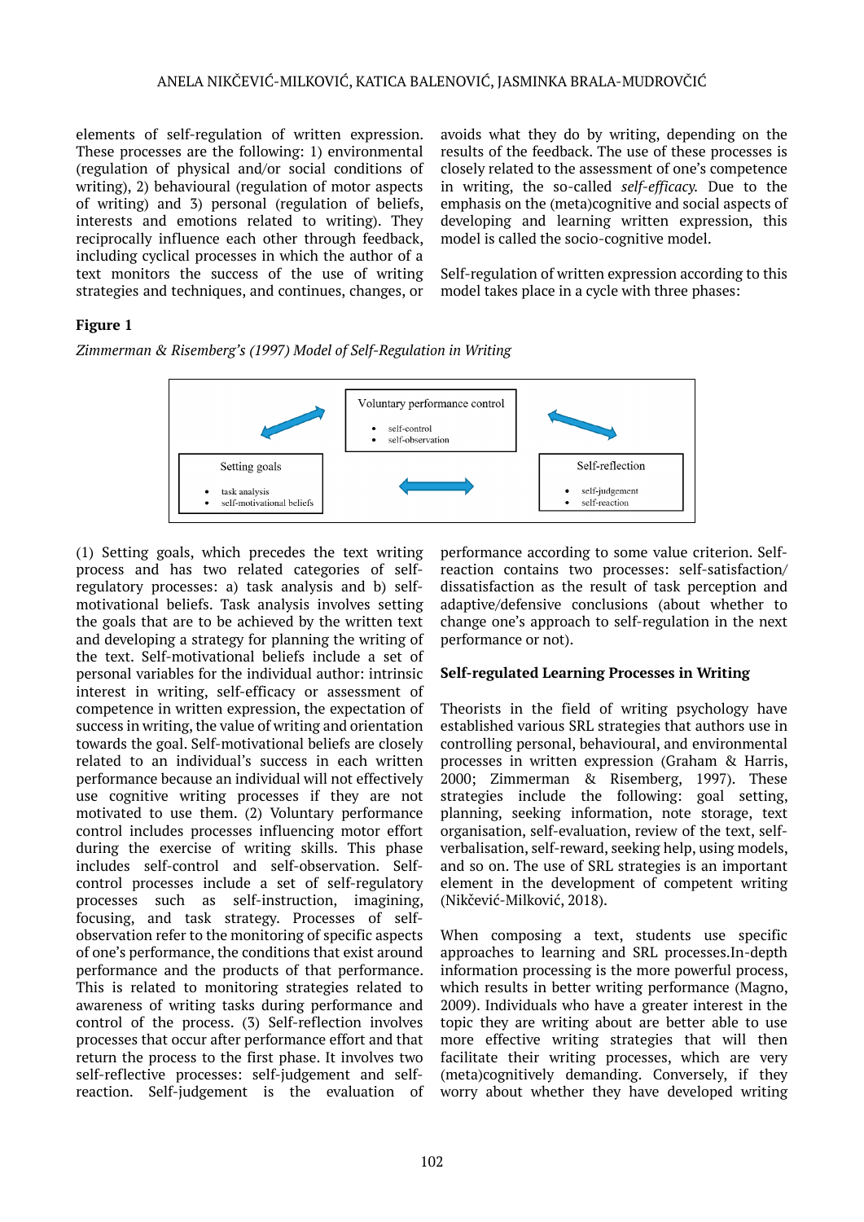elements of self-regulation of written expression. These processes are the following: 1) environmental (regulation of physical and/or social conditions of writing), 2) behavioural (regulation of motor aspects of writing) and 3) personal (regulation of beliefs, interests and emotions related to writing). They reciprocally influence each other through feedback, including cyclical processes in which the author of a text monitors the success of the use of writing strategies and techniques, and continues, changes, or avoids what they do by writing, depending on the results of the feedback. The use of these processes is closely related to the assessment of one's competence in writing, the so-called *self-efficacy.* Due to the emphasis on the (meta)cognitive and social aspects of developing and learning written expression, this model is called the socio-cognitive model.

Self-regulation of written expression according to this model takes place in a cycle with three phases:

**Figure 1**

*Zimmerman & Risemberg's (1997) Model of Self-Regulation in Writing*

Voluntary performance control
- self-control
- self-observation

Setting goals
- task analysis
- self-motivational beliefs

Self-reflection
- self-judgement
- self-reaction

(1) Setting goals, which precedes the text writing process and has two related categories of self-regulatory processes: a) task analysis and b) self-motivational beliefs. Task analysis involves setting the goals that are to be achieved by the written text and developing a strategy for planning the writing of the text. Self-motivational beliefs include a set of personal variables for the individual author: intrinsic interest in writing, self-efficacy or assessment of competence in written expression, the expectation of success in writing, the value of writing and orientation towards the goal. Self-motivational beliefs are closely related to an individual's success in each written performance because an individual will not effectively use cognitive writing processes if they are not motivated to use them. (2) Voluntary performance control includes processes influencing motor effort during the exercise of writing skills. This phase includes self-control and self-observation. Self-control processes include a set of self-regulatory processes such as self-instruction, imagining, focusing, and task strategy. Processes of self-observation refer to the monitoring of specific aspects of one's performance, the conditions that exist around performance and the products of that performance. This is related to monitoring strategies related to awareness of writing tasks during performance and control of the process. (3) Self-reflection involves processes that occur after performance effort and that return the process to the first phase. It involves two self-reflective processes: self-judgement and self-reaction. Self-judgement is the evaluation of performance according to some value criterion. Self-reaction contains two processes: self-satisfaction/dissatisfaction as the result of task perception and adaptive/defensive conclusions (about whether to change one's approach to self-regulation in the next performance or not).

### Self-regulated Learning Processes in Writing

Theorists in the field of writing psychology have established various SRL strategies that authors use in controlling personal, behavioural, and environmental processes in written expression (Graham & Harris, 2000; Zimmerman & Risemberg, 1997). These strategies include the following: goal setting, planning, seeking information, note storage, text organisation, self-evaluation, review of the text, self-verbalisation, self-reward, seeking help, using models, and so on. The use of SRL strategies is an important element in the development of competent writing (Nikčević-Milković, 2018).

When composing a text, students use specific approaches to learning and SRL processes.In-depth information processing is the more powerful process, which results in better writing performance (Magno, 2009). Individuals who have a greater interest in the topic they are writing about are better able to use more effective writing strategies that will then facilitate their writing processes, which are very (meta)cognitively demanding. Conversely, if they worry about whether they have developed writing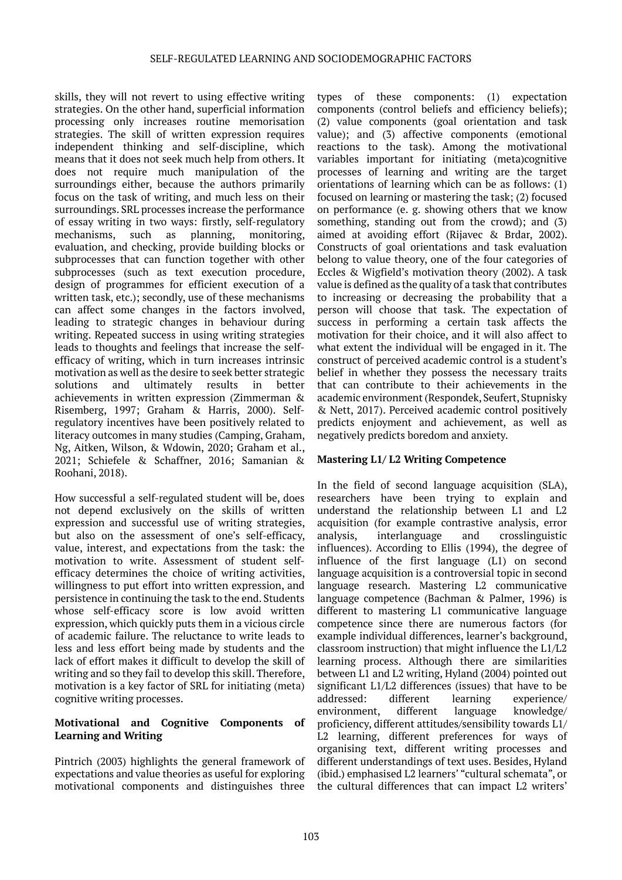skills, they will not revert to using effective writing strategies. On the other hand, superficial information processing only increases routine memorisation strategies. The skill of written expression requires independent thinking and self-discipline, which means that it does not seek much help from others. It does not require much manipulation of the surroundings either, because the authors primarily focus on the task of writing, and much less on their surroundings. SRL processes increase the performance of essay writing in two ways: firstly, self-regulatory mechanisms, such as planning, monitoring, evaluation, and checking, provide building blocks or subprocesses that can function together with other subprocesses (such as text execution procedure, design of programmes for efficient execution of a written task, etc.); secondly, use of these mechanisms can affect some changes in the factors involved, leading to strategic changes in behaviour during writing. Repeated success in using writing strategies leads to thoughts and feelings that increase the self-efficacy of writing, which in turn increases intrinsic motivation as well as the desire to seek better strategic solutions and ultimately results in better achievements in written expression (Zimmerman & Risemberg, 1997; Graham & Harris, 2000). Self-regulatory incentives have been positively related to literacy outcomes in many studies (Camping, Graham, Ng, Aitken, Wilson, & Wdowin, 2020; Graham et al., 2021; Schiefele & Schaffner, 2016; Samanian & Roohani, 2018).

How successful a self-regulated student will be, does not depend exclusively on the skills of written expression and successful use of writing strategies, but also on the assessment of one's self-efficacy, value, interest, and expectations from the task: the motivation to write. Assessment of student self-efficacy determines the choice of writing activities, willingness to put effort into written expression, and persistence in continuing the task to the end. Students whose self-efficacy score is low avoid written expression, which quickly puts them in a vicious circle of academic failure. The reluctance to write leads to less and less effort being made by students and the lack of effort makes it difficult to develop the skill of writing and so they fail to develop this skill. Therefore, motivation is a key factor of SRL for initiating (meta) cognitive writing processes.

**Motivational and Cognitive Components of Learning and Writing**

Pintrich (2003) highlights the general framework of expectations and value theories as useful for exploring motivational components and distinguishes three types of these components: (1) expectation components (control beliefs and efficiency beliefs); (2) value components (goal orientation and task value); and (3) affective components (emotional reactions to the task). Among the motivational variables important for initiating (meta)cognitive processes of learning and writing are the target orientations of learning which can be as follows: (1) focused on learning or mastering the task; (2) focused on performance (e. g. showing others that we know something, standing out from the crowd); and (3) aimed at avoiding effort (Rijavec & Brdar, 2002). Constructs of goal orientations and task evaluation belong to value theory, one of the four categories of Eccles & Wigfield's motivation theory (2002). A task value is defined as the quality of a task that contributes to increasing or decreasing the probability that a person will choose that task. The expectation of success in performing a certain task affects the motivation for their choice, and it will also affect to what extent the individual will be engaged in it. The construct of perceived academic control is a student's belief in whether they possess the necessary traits that can contribute to their achievements in the academic environment (Respondek, Seufert, Stupnisky & Nett, 2017). Perceived academic control positively predicts enjoyment and achievement, as well as negatively predicts boredom and anxiety.

**Mastering L1/ L2 Writing Competence**

In the field of second language acquisition (SLA), researchers have been trying to explain and understand the relationship between L1 and L2 acquisition (for example contrastive analysis, error analysis, interlanguage and crosslinguistic influences). According to Ellis (1994), the degree of influence of the first language (L1) on second language acquisition is a controversial topic in second language research. Mastering L2 communicative language competence (Bachman & Palmer, 1996) is different to mastering L1 communicative language competence since there are numerous factors (for example individual differences, learner's background, classroom instruction) that might influence the L1/L2 learning process. Although there are similarities between L1 and L2 writing, Hyland (2004) pointed out significant L1/L2 differences (issues) that have to be addressed: different learning experience/ environment, different language knowledge/ proficiency, different attitudes/sensibility towards L1/ L2 learning, different preferences for ways of organising text, different writing processes and different understandings of text uses. Besides, Hyland (ibid.) emphasised L2 learners' "cultural schemata", or the cultural differences that can impact L2 writers'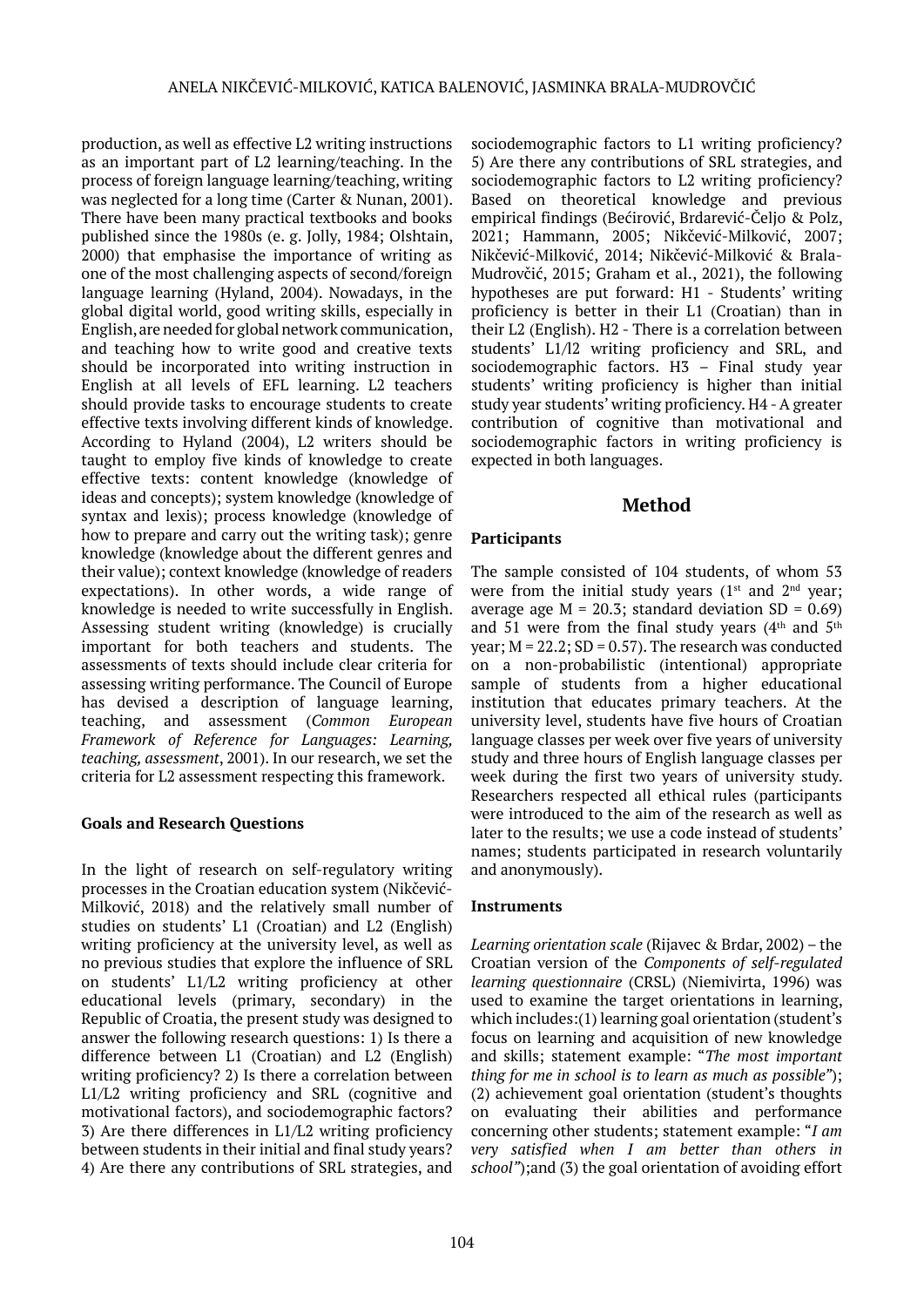production, as well as effective L2 writing instructions as an important part of L2 learning/teaching. In the process of foreign language learning/teaching, writing was neglected for a long time (Carter & Nunan, 2001). There have been many practical textbooks and books published since the 1980s (e. g. Jolly, 1984; Olshtain, 2000) that emphasise the importance of writing as one of the most challenging aspects of second/foreign language learning (Hyland, 2004). Nowadays, in the global digital world, good writing skills, especially in English, are needed for global network communication, and teaching how to write good and creative texts should be incorporated into writing instruction in English at all levels of EFL learning. L2 teachers should provide tasks to encourage students to create effective texts involving different kinds of knowledge. According to Hyland (2004), L2 writers should be taught to employ five kinds of knowledge to create effective texts: content knowledge (knowledge of ideas and concepts); system knowledge (knowledge of syntax and lexis); process knowledge (knowledge of how to prepare and carry out the writing task); genre knowledge (knowledge about the different genres and their value); context knowledge (knowledge of readers expectations). In other words, a wide range of knowledge is needed to write successfully in English. Assessing student writing (knowledge) is crucially important for both teachers and students. The assessments of texts should include clear criteria for assessing writing performance. The Council of Europe has devised a description of language learning, teaching, and assessment (*Common European Framework of Reference for Languages: Learning, teaching, assessment*, 2001). In our research, we set the criteria for L2 assessment respecting this framework.

### Goals and Research Questions

In the light of research on self-regulatory writing processes in the Croatian education system (Nikčević-Milković, 2018) and the relatively small number of studies on students' L1 (Croatian) and L2 (English) writing proficiency at the university level, as well as no previous studies that explore the influence of SRL on students' L1/L2 writing proficiency at other educational levels (primary, secondary) in the Republic of Croatia, the present study was designed to answer the following research questions: 1) Is there a difference between L1 (Croatian) and L2 (English) writing proficiency? 2) Is there a correlation between L1/L2 writing proficiency and SRL (cognitive and motivational factors), and sociodemographic factors? 3) Are there differences in L1/L2 writing proficiency between students in their initial and final study years? 4) Are there any contributions of SRL strategies, and sociodemographic factors to L1 writing proficiency? 5) Are there any contributions of SRL strategies, and sociodemographic factors to L2 writing proficiency? Based on theoretical knowledge and previous empirical findings (Bećirović, Brdarević-Čeljo & Polz, 2021; Hammann, 2005; Nikčević-Milković, 2007; Nikčević-Milković, 2014; Nikčević-Milković & Brala-Mudrovčić, 2015; Graham et al., 2021), the following hypotheses are put forward: H1 - Students' writing proficiency is better in their L1 (Croatian) than in their L2 (English). H2 - There is a correlation between students' L1/l2 writing proficiency and SRL, and sociodemographic factors. H3 – Final study year students' writing proficiency is higher than initial study year students' writing proficiency. H4 - A greater contribution of cognitive than motivational and sociodemographic factors in writing proficiency is expected in both languages.

## Method

### Participants

The sample consisted of 104 students, of whom 53 were from the initial study years (1st and 2nd year; average age M = 20.3; standard deviation SD = 0.69) and 51 were from the final study years (4th and 5th year; M = 22.2; SD = 0.57). The research was conducted on a non-probabilistic (intentional) appropriate sample of students from a higher educational institution that educates primary teachers. At the university level, students have five hours of Croatian language classes per week over five years of university study and three hours of English language classes per week during the first two years of university study. Researchers respected all ethical rules (participants were introduced to the aim of the research as well as later to the results; we use a code instead of students' names; students participated in research voluntarily and anonymously).

### Instruments

*Learning orientation scale* (Rijavec & Brdar, 2002) – the Croatian version of the *Components of self-regulated learning questionnaire* (CRSL) (Niemivirta, 1996) was used to examine the target orientations in learning, which includes:(1) learning goal orientation (student's focus on learning and acquisition of new knowledge and skills; statement example: "*The most important thing for me in school is to learn as much as possible"*); (2) achievement goal orientation (student's thoughts on evaluating their abilities and performance concerning other students; statement example: "*I am very satisfied when I am better than others in school"*);and (3) the goal orientation of avoiding effort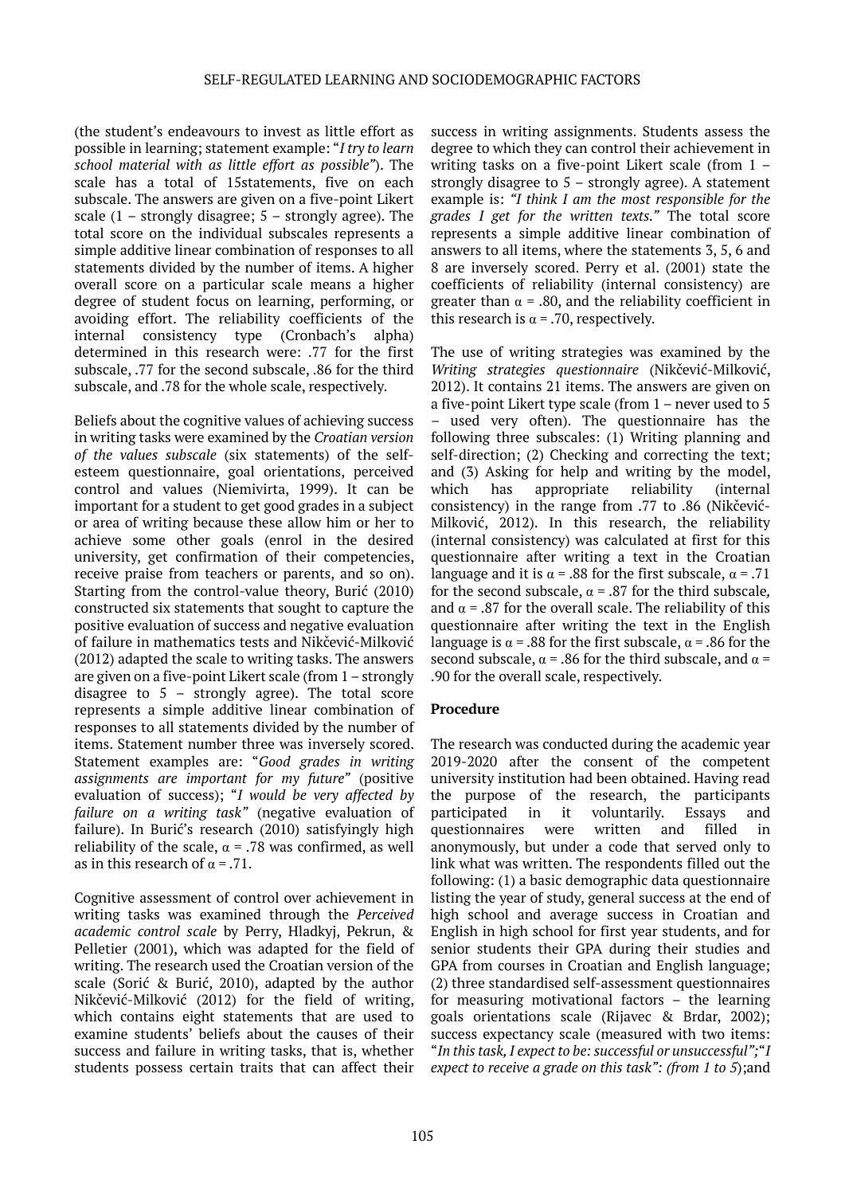(the student's endeavours to invest as little effort as possible in learning; statement example: "*I try to learn school material with as little effort as possible*"). The scale has a total of 15statements, five on each subscale. The answers are given on a five-point Likert scale (1 – strongly disagree; 5 – strongly agree). The total score on the individual subscales represents a simple additive linear combination of responses to all statements divided by the number of items. A higher overall score on a particular scale means a higher degree of student focus on learning, performing, or avoiding effort. The reliability coefficients of the internal consistency type (Cronbach's alpha) determined in this research were: .77 for the first subscale, .77 for the second subscale, .86 for the third subscale, and .78 for the whole scale, respectively.

Beliefs about the cognitive values of achieving success in writing tasks were examined by the *Croatian version of the values subscale* (six statements) of the self-esteem questionnaire, goal orientations, perceived control and values (Niemivirta, 1999). It can be important for a student to get good grades in a subject or area of writing because these allow him or her to achieve some other goals (enrol in the desired university, get confirmation of their competencies, receive praise from teachers or parents, and so on). Starting from the control-value theory, Burić (2010) constructed six statements that sought to capture the positive evaluation of success and negative evaluation of failure in mathematics tests and Nikčević-Milković (2012) adapted the scale to writing tasks. The answers are given on a five-point Likert scale (from 1 – strongly disagree to 5 – strongly agree). The total score represents a simple additive linear combination of responses to all statements divided by the number of items. Statement number three was inversely scored. Statement examples are: "*Good grades in writing assignments are important for my future*" (positive evaluation of success); "*I would be very affected by failure on a writing task*" (negative evaluation of failure). In Burić's research (2010) satisfyingly high reliability of the scale, $\alpha = .78$ was confirmed, as well as in this research of $\alpha = .71$.

Cognitive assessment of control over achievement in writing tasks was examined through the *Perceived academic control scale* by Perry, Hladkyj, Pekrun, & Pelletier (2001), which was adapted for the field of writing. The research used the Croatian version of the scale (Sorić & Burić, 2010), adapted by the author Nikčević-Milković (2012) for the field of writing, which contains eight statements that are used to examine students' beliefs about the causes of their success and failure in writing tasks, that is, whether students possess certain traits that can affect their success in writing assignments. Students assess the degree to which they can control their achievement in writing tasks on a five-point Likert scale (from 1 – strongly disagree to 5 – strongly agree). A statement example is: *"I think I am the most responsible for the grades I get for the written texts."* The total score represents a simple additive linear combination of answers to all items, where the statements 3, 5, 6 and 8 are inversely scored. Perry et al. (2001) state the coefficients of reliability (internal consistency) are greater than $\alpha = .80$, and the reliability coefficient in this research is $\alpha = .70$, respectively.

The use of writing strategies was examined by the *Writing strategies questionnaire* (Nikčević-Milković, 2012). It contains 21 items. The answers are given on a five-point Likert type scale (from 1 – never used to 5 – used very often). The questionnaire has the following three subscales: (1) Writing planning and self-direction; (2) Checking and correcting the text; and (3) Asking for help and writing by the model, which has appropriate reliability (internal consistency) in the range from .77 to .86 (Nikčević-Milković, 2012). In this research, the reliability (internal consistency) was calculated at first for this questionnaire after writing a text in the Croatian language and it is $\alpha = .88$ for the first subscale, $\alpha = .71$ for the second subscale, $\alpha = .87$ for the third subscale, and $\alpha = .87$ for the overall scale. The reliability of this questionnaire after writing the text in the English language is $\alpha = .88$ for the first subscale, $\alpha = .86$ for the second subscale, $\alpha = .86$ for the third subscale, and $\alpha = .90$ for the overall scale, respectively.

**Procedure**

The research was conducted during the academic year 2019-2020 after the consent of the competent university institution had been obtained. Having read the purpose of the research, the participants participated in it voluntarily. Essays and questionnaires were written and filled in anonymously, but under a code that served only to link what was written. The respondents filled out the following: (1) a basic demographic data questionnaire listing the year of study, general success at the end of high school and average success in Croatian and English in high school for first year students, and for senior students their GPA during their studies and GPA from courses in Croatian and English language; (2) three standardised self-assessment questionnaires for measuring motivational factors – the learning goals orientations scale (Rijavec & Brdar, 2002); success expectancy scale (measured with two items: "*In this task, I expect to be: successful or unsuccessful";"I expect to receive a grade on this task": (from 1 to 5*);and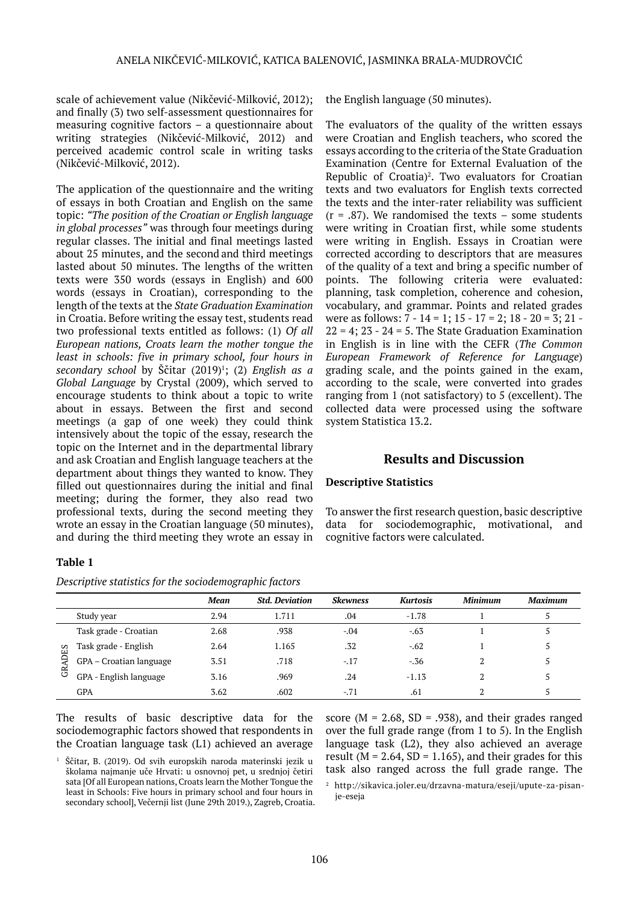scale of achievement value (Nikčević-Milković, 2012); and finally (3) two self-assessment questionnaires for measuring cognitive factors – a questionnaire about writing strategies (Nikčević-Milković, 2012) and perceived academic control scale in writing tasks (Nikčević-Milković, 2012).

The application of the questionnaire and the writing of essays in both Croatian and English on the same topic: *"The position of the Croatian or English language in global processes"* was through four meetings during regular classes. The initial and final meetings lasted about 25 minutes, and the second and third meetings lasted about 50 minutes. The lengths of the written texts were 350 words (essays in English) and 600 words (essays in Croatian), corresponding to the length of the texts at the *State Graduation Examination* in Croatia. Before writing the essay test, students read two professional texts entitled as follows: (1) *Of all European nations, Croats learn the mother tongue the least in schools: five in primary school, four hours in secondary school* by Ščitar (2019)[1]; (2) *English as a Global Language* by Crystal (2009), which served to encourage students to think about a topic to write about in essays. Between the first and second meetings (a gap of one week) they could think intensively about the topic of the essay, research the topic on the Internet and in the departmental library and ask Croatian and English language teachers at the department about things they wanted to know. They filled out questionnaires during the initial and final meeting; during the former, they also read two professional texts, during the second meeting they wrote an essay in the Croatian language (50 minutes), and during the third meeting they wrote an essay in the English language (50 minutes).

The evaluators of the quality of the written essays were Croatian and English teachers, who scored the essays according to the criteria of the State Graduation Examination (Centre for External Evaluation of the Republic of Croatia)[2]. Two evaluators for Croatian texts and two evaluators for English texts corrected the texts and the inter-rater reliability was sufficient ($r = .87$). We randomised the texts – some students were writing in Croatian first, while some students were writing in English. Essays in Croatian were corrected according to descriptors that are measures of the quality of a text and bring a specific number of points. The following criteria were evaluated: planning, task completion, coherence and cohesion, vocabulary, and grammar. Points and related grades were as follows: 7 - 14 = 1; 15 - 17 = 2; 18 - 20 = 3; 21 - 22 = 4; 23 - 24 = 5. The State Graduation Examination in English is in line with the CEFR (*The Common European Framework of Reference for Language*) grading scale, and the points gained in the exam, according to the scale, were converted into grades ranging from 1 (not satisfactory) to 5 (excellent). The collected data were processed using the software system Statistica 13.2.

## Results and Discussion

### Descriptive Statistics

To answer the first research question, basic descriptive data for sociodemographic, motivational, and cognitive factors were calculated.

**Table 1**

*Descriptive statistics for the sociodemographic factors*

| | | *Mean* | *Std. Deviation* | *Skewness* | *Kurtosis* | *Minimum* | *Maximum* |
|---|---|---|---|---|---|---|---|
| | Study year | 2.94 | 1.711 | .04 | -1.78 | 1 | 5 |
| GRADES | Task grade - Croatian | 2.68 | .938 | -.04 | -.63 | 1 | 5 |
| | Task grade - English | 2.64 | 1.165 | .32 | -.62 | 1 | 5 |
| | GPA – Croatian language | 3.51 | .718 | -.17 | -.36 | 2 | 5 |
| | GPA - English language | 3.16 | .969 | .24 | -1.13 | 2 | 5 |
| | GPA | 3.62 | .602 | -.71 | .61 | 2 | 5 |

The results of basic descriptive data for the sociodemographic factors showed that respondents in the Croatian language task (L1) achieved an average score ($M = 2.68$, $SD = .938$), and their grades ranged over the full grade range (from 1 to 5). In the English language task (L2), they also achieved an average result ($M = 2.64$, $SD = 1.165$), and their grades for this task also ranged across the full grade range. The

[1] Ščitar, B. (2019). Od svih europskih naroda materinski jezik u školama najmanje uče Hrvati: u osnovnoj pet, u srednjoj četiri sata [Of all European nations, Croats learn the Mother Tongue the least in Schools: Five hours in primary school and four hours in secondary school], Večernji list (June 29th 2019.), Zagreb, Croatia.

[2] http://sikavica.joler.eu/drzavna-matura/eseji/upute-za-pisanje-eseja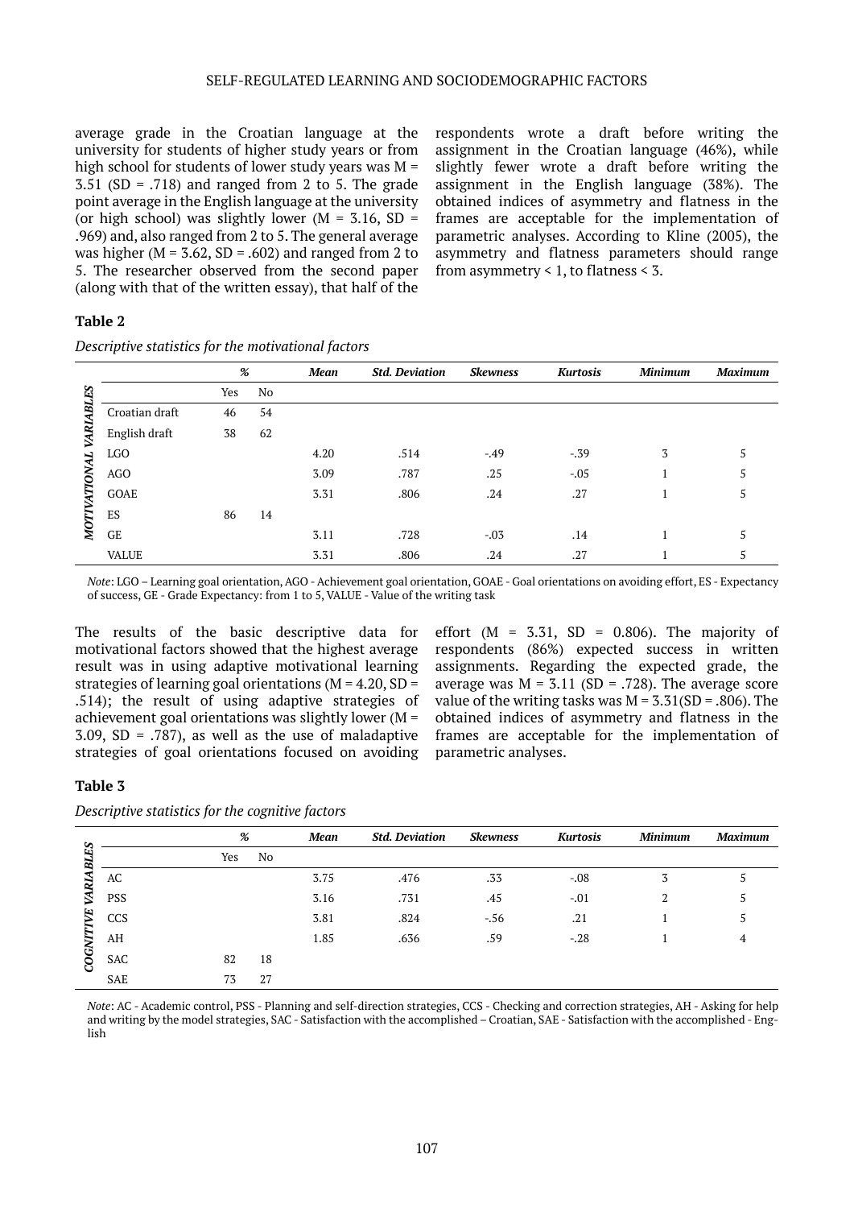average grade in the Croatian language at the university for students of higher study years or from high school for students of lower study years was M = 3.51 (SD = .718) and ranged from 2 to 5. The grade point average in the English language at the university (or high school) was slightly lower (M = 3.16, SD = .969) and, also ranged from 2 to 5. The general average was higher (M = 3.62, SD = .602) and ranged from 2 to 5. The researcher observed from the second paper (along with that of the written essay), that half of the respondents wrote a draft before writing the assignment in the Croatian language (46%), while slightly fewer wrote a draft before writing the assignment in the English language (38%). The obtained indices of asymmetry and flatness in the frames are acceptable for the implementation of parametric analyses. According to Kline (2005), the asymmetry and flatness parameters should range from asymmetry < 1, to flatness < 3.

**Table 2**

*Descriptive statistics for the motivational factors*

| | | *%* | | *Mean* | *Std. Deviation* | *Skewness* | *Kurtosis* | *Minimum* | *Maximum* |
|---|---|---|---|---|---|---|---|---|---|
| | | Yes | No | | | | | | |
| ***MOTIVATIONAL VARIABLES*** | Croatian draft | 46 | 54 | | | | | | |
| | English draft | 38 | 62 | | | | | | |
| | LGO | | | 4.20 | .514 | -.49 | -.39 | 3 | 5 |
| | AGO | | | 3.09 | .787 | .25 | -.05 | 1 | 5 |
| | GOAE | | | 3.31 | .806 | .24 | .27 | 1 | 5 |
| | ES | 86 | 14 | | | | | | |
| | GE | | | 3.11 | .728 | -.03 | .14 | 1 | 5 |
| | VALUE | | | 3.31 | .806 | .24 | .27 | 1 | 5 |

*Note*: LGO – Learning goal orientation, AGO - Achievement goal orientation, GOAE - Goal orientations on avoiding effort, ES - Expectancy of success, GE - Grade Expectancy: from 1 to 5, VALUE - Value of the writing task

The results of the basic descriptive data for motivational factors showed that the highest average result was in using adaptive motivational learning strategies of learning goal orientations (M = 4.20, SD = .514); the result of using adaptive strategies of achievement goal orientations was slightly lower (M = 3.09, SD = .787), as well as the use of maladaptive strategies of goal orientations focused on avoiding effort (M = 3.31, SD = 0.806). The majority of respondents (86%) expected success in written assignments. Regarding the expected grade, the average was M = 3.11 (SD = .728). The average score value of the writing tasks was M = 3.31(SD = .806). The obtained indices of asymmetry and flatness in the frames are acceptable for the implementation of parametric analyses.

**Table 3**

*Descriptive statistics for the cognitive factors*

| | | *%* | | *Mean* | *Std. Deviation* | *Skewness* | *Kurtosis* | *Minimum* | *Maximum* |
|---|---|---|---|---|---|---|---|---|---|
| | | Yes | No | | | | | | |
| ***COGNITIVE VARIABLES*** | AC | | | 3.75 | .476 | .33 | -.08 | 3 | 5 |
| | PSS | | | 3.16 | .731 | .45 | -.01 | 2 | 5 |
| | CCS | | | 3.81 | .824 | -.56 | .21 | 1 | 5 |
| | AH | | | 1.85 | .636 | .59 | -.28 | 1 | 4 |
| | SAC | 82 | 18 | | | | | | |
| | SAE | 73 | 27 | | | | | | |

*Note*: AC - Academic control, PSS - Planning and self-direction strategies, CCS - Checking and correction strategies, AH - Asking for help and writing by the model strategies, SAC - Satisfaction with the accomplished – Croatian, SAE - Satisfaction with the accomplished - English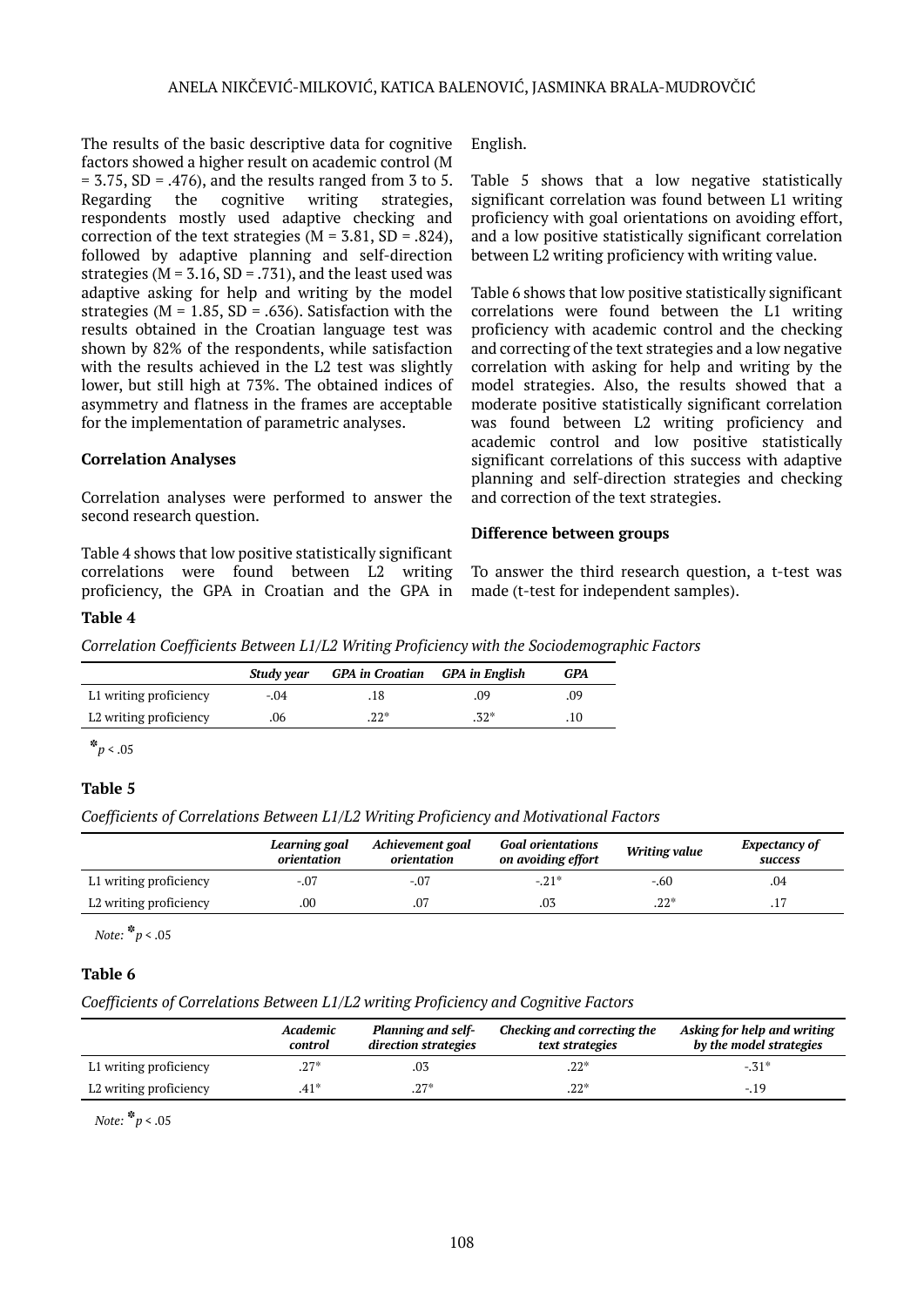The results of the basic descriptive data for cognitive factors showed a higher result on academic control ($M = 3.75$, $SD = .476$), and the results ranged from 3 to 5. Regarding the cognitive writing strategies, respondents mostly used adaptive checking and correction of the text strategies ($M = 3.81$, $SD = .824$), followed by adaptive planning and self-direction strategies ($M = 3.16$, $SD = .731$), and the least used was adaptive asking for help and writing by the model strategies ($M = 1.85$, $SD = .636$). Satisfaction with the results obtained in the Croatian language test was shown by 82% of the respondents, while satisfaction with the results achieved in the L2 test was slightly lower, but still high at 73%. The obtained indices of asymmetry and flatness in the frames are acceptable for the implementation of parametric analyses.

**Correlation Analyses**

Correlation analyses were performed to answer the second research question.

Table 4 shows that low positive statistically significant correlations were found between L2 writing proficiency, the GPA in Croatian and the GPA in English.

Table 5 shows that a low negative statistically significant correlation was found between L1 writing proficiency with goal orientations on avoiding effort, and a low positive statistically significant correlation between L2 writing proficiency with writing value.

Table 6 shows that low positive statistically significant correlations were found between the L1 writing proficiency with academic control and the checking and correcting of the text strategies and a low negative correlation with asking for help and writing by the model strategies. Also, the results showed that a moderate positive statistically significant correlation was found between L2 writing proficiency and academic control and low positive statistically significant correlations of this success with adaptive planning and self-direction strategies and checking and correction of the text strategies.

**Difference between groups**

To answer the third research question, a t-test was made (t-test for independent samples).

**Table 4**

*Correlation Coefficients Between L1/L2 Writing Proficiency with the Sociodemographic Factors*

| | *Study year* | *GPA in Croatian* | *GPA in English* | *GPA* |
|---|---|---|---|---|
| L1 writing proficiency | -.04 | .18 | .09 | .09 |
| L2 writing proficiency | .06 | .22* | .32* | .10 |

*$p < .05$

**Table 5**

*Coefficients of Correlations Between L1/L2 Writing Proficiency and Motivational Factors*

| | *Learning goal orientation* | *Achievement goal orientation* | *Goal orientations on avoiding effort* | *Writing value* | *Expectancy of success* |
|---|---|---|---|---|---|
| L1 writing proficiency | -.07 | -.07 | -.21* | -.60 | .04 |
| L2 writing proficiency | .00 | .07 | .03 | .22* | .17 |

*Note:* *$p < .05$

**Table 6**

*Coefficients of Correlations Between L1/L2 writing Proficiency and Cognitive Factors*

| | *Academic control* | *Planning and self-direction strategies* | *Checking and correcting the text strategies* | *Asking for help and writing by the model strategies* |
|---|---|---|---|---|
| L1 writing proficiency | .27* | .03 | .22* | -.31* |
| L2 writing proficiency | .41* | .27* | .22* | -.19 |

*Note:* *$p < .05$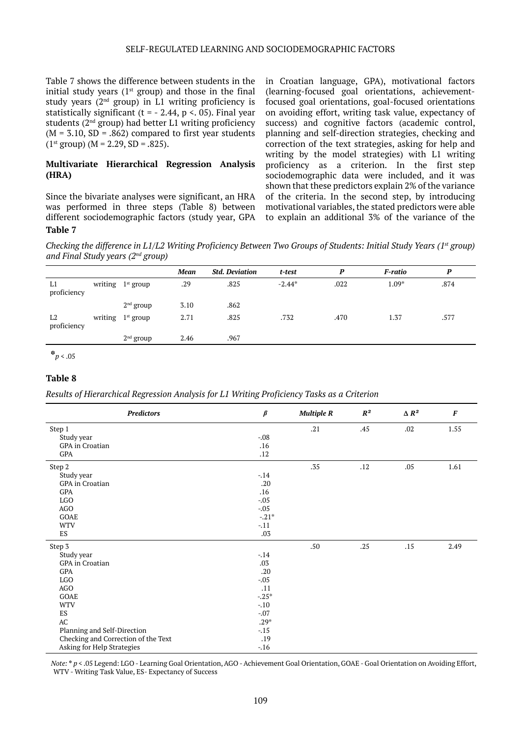Table 7 shows the difference between students in the initial study years (1st group) and those in the final study years (2nd group) in L1 writing proficiency is statistically significant (t = - 2.44, p <. 05). Final year students (2nd group) had better L1 writing proficiency (M = 3.10, SD = .862) compared to first year students (1st group) (M = 2.29, SD = .825).

### Multivariate Hierarchical Regression Analysis (HRA)

Since the bivariate analyses were significant, an HRA was performed in three steps (Table 8) between different sociodemographic factors (study year, GPA in Croatian language, GPA), motivational factors (learning-focused goal orientations, achievement-focused goal orientations, goal-focused orientations on avoiding effort, writing task value, expectancy of success) and cognitive factors (academic control, planning and self-direction strategies, checking and correction of the text strategies, asking for help and writing by the model strategies) with L1 writing proficiency as a criterion. In the first step sociodemographic data were included, and it was shown that these predictors explain 2% of the variance of the criteria. In the second step, by introducing motivational variables, the stated predictors were able to explain an additional 3% of the variance of the

**Table 7**

*Checking the difference in L1/L2 Writing Proficiency Between Two Groups of Students: Initial Study Years (1st group) and Final Study years (2nd group)*

| | | Mean | Std. Deviation | t-test | P | F-ratio | P |
|---|---|---|---|---|---|---|---|
| L1 writing proficiency | 1st group | .29 | .825 | -2.44* | .022 | 1.09* | .874 |
| | 2nd group | 3.10 | .862 | | | | |
| L2 writing proficiency | 1st group | 2.71 | .825 | .732 | .470 | 1.37 | .577 |
| | 2nd group | 2.46 | .967 | | | | |

*$p < .05$

**Table 8**

*Results of Hierarchical Regression Analysis for L1 Writing Proficiency Tasks as a Criterion*

| Predictors | β | Multiple R | $R^2$ | $\Delta R^2$ | F |
|---|---|---|---|---|---|
| Step 1 | | .21 | .45 | .02 | 1.55 |
| Study year | -.08 | | | | |
| GPA in Croatian | .16 | | | | |
| GPA | .12 | | | | |
| Step 2 | | .35 | .12 | .05 | 1.61 |
| Study year | -.14 | | | | |
| GPA in Croatian | .20 | | | | |
| GPA | .16 | | | | |
| LGO | -.05 | | | | |
| AGO | -.05 | | | | |
| GOAE | -.21* | | | | |
| WTV | -.11 | | | | |
| ES | .03 | | | | |
| Step 3 | | .50 | .25 | .15 | 2.49 |
| Study year | -.14 | | | | |
| GPA in Croatian | .03 | | | | |
| GPA | .20 | | | | |
| LGO | -.05 | | | | |
| AGO | .11 | | | | |
| GOAE | -.25* | | | | |
| WTV | -.10 | | | | |
| ES | -.07 | | | | |
| AC | .29* | | | | |
| Planning and Self-Direction | -.15 | | | | |
| Checking and Correction of the Text | .19 | | | | |
| Asking for Help Strategies | -.16 | | | | |

*Note:* * $p < .05$ Legend: LGO - Learning Goal Orientation, AGO - Achievement Goal Orientation, GOAE - Goal Orientation on Avoiding Effort, WTV - Writing Task Value, ES- Expectancy of Success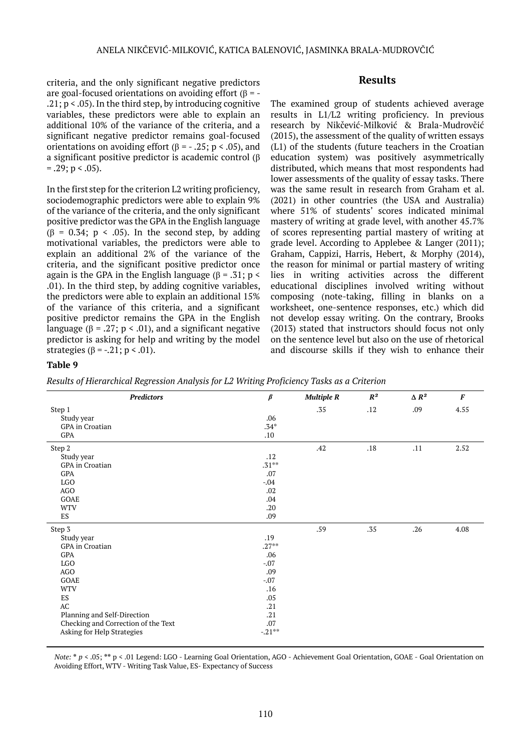criteria, and the only significant negative predictors are goal-focused orientations on avoiding effort (β = -.21; $p < .05$). In the third step, by introducing cognitive variables, these predictors were able to explain an additional 10% of the variance of the criteria, and a significant negative predictor remains goal-focused orientations on avoiding effort (β = -.25; $p < .05$), and a significant positive predictor is academic control (β = .29; $p < .05$).

In the first step for the criterion L2 writing proficiency, sociodemographic predictors were able to explain 9% of the variance of the criteria, and the only significant positive predictor was the GPA in the English language (β = 0.34; $p < .05$). In the second step, by adding motivational variables, the predictors were able to explain an additional 2% of the variance of the criteria, and the significant positive predictor once again is the GPA in the English language (β = .31; $p < .01$). In the third step, by adding cognitive variables, the predictors were able to explain an additional 15% of the variance of this criteria, and a significant positive predictor remains the GPA in the English language (β = .27; $p < .01$), and a significant negative predictor is asking for help and writing by the model strategies (β = -.21; $p < .01$).

## Results

The examined group of students achieved average results in L1/L2 writing proficiency. In previous research by Nikčević-Milković & Brala-Mudrovčić (2015), the assessment of the quality of written essays (L1) of the students (future teachers in the Croatian education system) was positively asymmetrically distributed, which means that most respondents had lower assessments of the quality of essay tasks. There was the same result in research from Graham et al. (2021) in other countries (the USA and Australia) where 51% of students' scores indicated minimal mastery of writing at grade level, with another 45.7% of scores representing partial mastery of writing at grade level. According to Applebee & Langer (2011); Graham, Cappizi, Harris, Hebert, & Morphy (2014), the reason for minimal or partial mastery of writing lies in writing activities across the different educational disciplines involved writing without composing (note-taking, filling in blanks on a worksheet, one-sentence responses, etc.) which did not develop essay writing. On the contrary, Brooks (2013) stated that instructors should focus not only on the sentence level but also on the use of rhetorical and discourse skills if they wish to enhance their

**Table 9**

*Results of Hierarchical Regression Analysis for L2 Writing Proficiency Tasks as a Criterion*

| *Predictors* | *β* | *Multiple R* | $R^2$ | $\Delta R^2$ | *F* |
|---|---|---|---|---|---|
| Step 1 | | .35 | .12 | .09 | 4.55 |
| Study year | .06 | | | | |
| GPA in Croatian | .34* | | | | |
| GPA | .10 | | | | |
| Step 2 | | .42 | .18 | .11 | 2.52 |
| Study year | .12 | | | | |
| GPA in Croatian | .31** | | | | |
| GPA | .07 | | | | |
| LGO | -.04 | | | | |
| AGO | .02 | | | | |
| GOAE | .04 | | | | |
| WTV | .20 | | | | |
| ES | .09 | | | | |
| Step 3 | | .59 | .35 | .26 | 4.08 |
| Study year | .19 | | | | |
| GPA in Croatian | .27** | | | | |
| GPA | .06 | | | | |
| LGO | -.07 | | | | |
| AGO | .09 | | | | |
| GOAE | -.07 | | | | |
| WTV | .16 | | | | |
| ES | .05 | | | | |
| AC | .21 | | | | |
| Planning and Self-Direction | .21 | | | | |
| Checking and Correction of the Text | .07 | | | | |
| Asking for Help Strategies | -.21** | | | | |

*Note:* * $p < .05$; ** $p < .01$ Legend: LGO - Learning Goal Orientation, AGO - Achievement Goal Orientation, GOAE - Goal Orientation on Avoiding Effort, WTV - Writing Task Value, ES- Expectancy of Success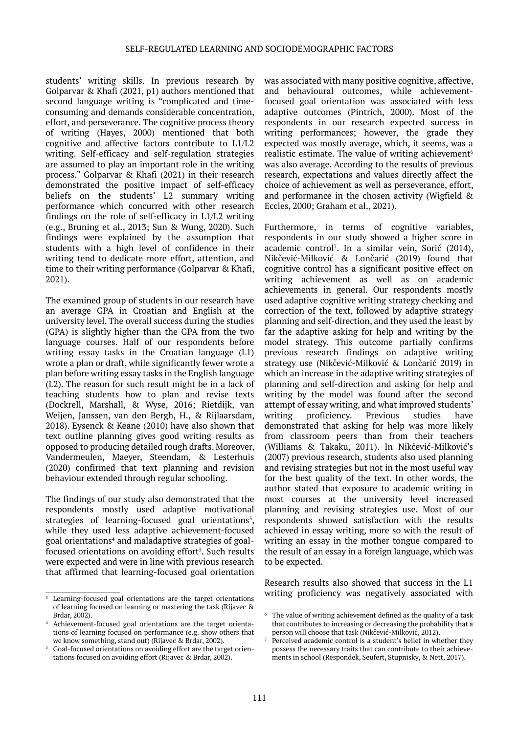students' writing skills. In previous research by Golparvar & Khafi (2021, p1) authors mentioned that second language writing is "complicated and time-consuming and demands considerable concentration, effort, and perseverance. The cognitive process theory of writing (Hayes, 2000) mentioned that both cognitive and affective factors contribute to L1/L2 writing. Self-efficacy and self-regulation strategies are assumed to play an important role in the writing process." Golparvar & Khafi (2021) in their research demonstrated the positive impact of self-efficacy beliefs on the students' L2 summary writing performance which concurred with other research findings on the role of self-efficacy in L1/L2 writing (e.g., Bruning et al., 2013; Sun & Wung, 2020). Such findings were explained by the assumption that students with a high level of confidence in their writing tend to dedicate more effort, attention, and time to their writing performance (Golparvar & Khafi, 2021).

The examined group of students in our research have an average GPA in Croatian and English at the university level. The overall success during the studies (GPA) is slightly higher than the GPA from the two language courses. Half of our respondents before writing essay tasks in the Croatian language (L1) wrote a plan or draft, while significantly fewer wrote a plan before writing essay tasks in the English language (L2). The reason for such result might be in a lack of teaching students how to plan and revise texts (Dockrell, Marshall, & Wyse, 2016; Rietdijk, van Weijen, Janssen, van den Bergh, H., & Rijlaarsdam, 2018). Eysenck & Keane (2010) have also shown that text outline planning gives good writing results as opposed to producing detailed rough drafts. Moreover, Vandermeulen, Maeyer, Steendam, & Lesterhuis (2020) confirmed that text planning and revision behaviour extended through regular schooling.

The findings of our study also demonstrated that the respondents mostly used adaptive motivational strategies of learning-focused goal orientations[3], while they used less adaptive achievement-focused goal orientations[4] and maladaptive strategies of goal-focused orientations on avoiding effort[5]. Such results were expected and were in line with previous research that affirmed that learning-focused goal orientation was associated with many positive cognitive, affective, and behavioural outcomes, while achievement-focused goal orientation was associated with less adaptive outcomes (Pintrich, 2000). Most of the respondents in our research expected success in writing performances; however, the grade they expected was mostly average, which, it seems, was a realistic estimate. The value of writing achievement[6] was also average. According to the results of previous research, expectations and values directly affect the choice of achievement as well as perseverance, effort, and performance in the chosen activity (Wigfield & Eccles, 2000; Graham et al., 2021).

Furthermore, in terms of cognitive variables, respondents in our study showed a higher score in academic control[7]. In a similar vein, Sorić (2014), Nikčević-Milković & Lončarić (2019) found that cognitive control has a significant positive effect on writing achievement as well as on academic achievements in general. Our respondents mostly used adaptive cognitive writing strategy checking and correction of the text, followed by adaptive strategy planning and self-direction, and they used the least by far the adaptive asking for help and writing by the model strategy. This outcome partially confirms previous research findings on adaptive writing strategy use (Nikčević-Milković & Lončarić 2019) in which an increase in the adaptive writing strategies of planning and self-direction and asking for help and writing by the model was found after the second attempt of essay writing, and what improved students' writing proficiency. Previous studies have demonstrated that asking for help was more likely from classroom peers than from their teachers (Williams & Takaku, 2011). In Nikčević-Milković's (2007) previous research, students also used planning and revising strategies but not in the most useful way for the best quality of the text. In other words, the author stated that exposure to academic writing in most courses at the university level increased planning and revising strategies use. Most of our respondents showed satisfaction with the results achieved in essay writing, more so with the result of writing an essay in the mother tongue compared to the result of an essay in a foreign language, which was to be expected.

Research results also showed that success in the L1 writing proficiency was negatively associated with

---

[3] Learning-focused goal orientations are the target orientations of learning focused on learning or mastering the task (Rijavec & Brdar, 2002).

[4] Achievement-focused goal orientations are the target orientations of learning focused on performance (e.g. show others that we know something, stand out) (Rijavec & Brdar, 2002).

[5] Goal-focused orientations on avoiding effort are the target orientations focused on avoiding effort (Rijavec & Brdar, 2002).

[6] The value of writing achievement defined as the quality of a task that contributes to increasing or decreasing the probability that a person will choose that task (Nikčević-Milković, 2012).

[7] Perceived academic control is a student's belief in whether they possess the necessary traits that can contribute to their achievements in school (Respondek, Seufert, Stupnisky, & Nett, 2017).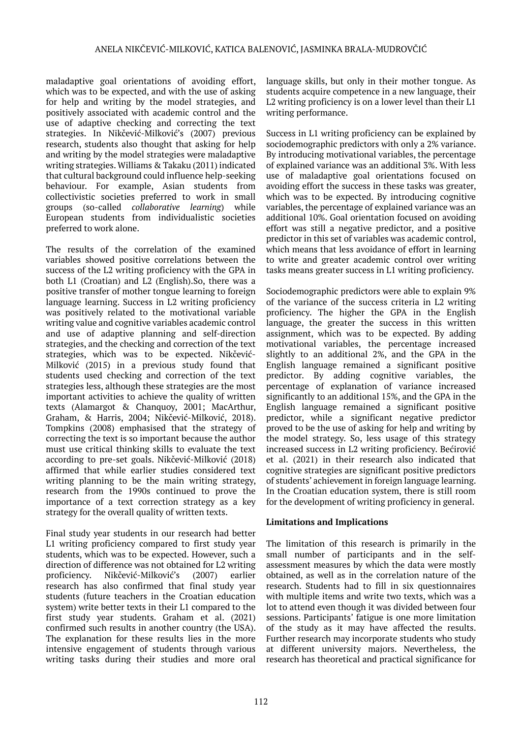maladaptive goal orientations of avoiding effort, which was to be expected, and with the use of asking for help and writing by the model strategies, and positively associated with academic control and the use of adaptive checking and correcting the text strategies. In Nikčević-Milković's (2007) previous research, students also thought that asking for help and writing by the model strategies were maladaptive writing strategies. Williams & Takaku (2011) indicated that cultural background could influence help-seeking behaviour. For example, Asian students from collectivistic societies preferred to work in small groups (so-called *collaborative learning*) while European students from individualistic societies preferred to work alone.

The results of the correlation of the examined variables showed positive correlations between the success of the L2 writing proficiency with the GPA in both L1 (Croatian) and L2 (English).So, there was a positive transfer of mother tongue learning to foreign language learning. Success in L2 writing proficiency was positively related to the motivational variable writing value and cognitive variables academic control and use of adaptive planning and self-direction strategies, and the checking and correction of the text strategies, which was to be expected. Nikčević-Milković (2015) in a previous study found that students used checking and correction of the text strategies less, although these strategies are the most important activities to achieve the quality of written texts (Alamargot & Chanquoy, 2001; MacArthur, Graham, & Harris, 2004; Nikčević-Milković, 2018). Tompkins (2008) emphasised that the strategy of correcting the text is so important because the author must use critical thinking skills to evaluate the text according to pre-set goals. Nikčević-Milković (2018) affirmed that while earlier studies considered text writing planning to be the main writing strategy, research from the 1990s continued to prove the importance of a text correction strategy as a key strategy for the overall quality of written texts.

Final study year students in our research had better L1 writing proficiency compared to first study year students, which was to be expected. However, such a direction of difference was not obtained for L2 writing proficiency. Nikčević-Milković's (2007) earlier research has also confirmed that final study year students (future teachers in the Croatian education system) write better texts in their L1 compared to the first study year students. Graham et al. (2021) confirmed such results in another country (the USA). The explanation for these results lies in the more intensive engagement of students through various writing tasks during their studies and more oral language skills, but only in their mother tongue. As students acquire competence in a new language, their L2 writing proficiency is on a lower level than their L1 writing performance.

Success in L1 writing proficiency can be explained by sociodemographic predictors with only a 2% variance. By introducing motivational variables, the percentage of explained variance was an additional 3%. With less use of maladaptive goal orientations focused on avoiding effort the success in these tasks was greater, which was to be expected. By introducing cognitive variables, the percentage of explained variance was an additional 10%. Goal orientation focused on avoiding effort was still a negative predictor, and a positive predictor in this set of variables was academic control, which means that less avoidance of effort in learning to write and greater academic control over writing tasks means greater success in L1 writing proficiency.

Sociodemographic predictors were able to explain 9% of the variance of the success criteria in L2 writing proficiency. The higher the GPA in the English language, the greater the success in this written assignment, which was to be expected. By adding motivational variables, the percentage increased slightly to an additional 2%, and the GPA in the English language remained a significant positive predictor. By adding cognitive variables, the percentage of explanation of variance increased significantly to an additional 15%, and the GPA in the English language remained a significant positive predictor, while a significant negative predictor proved to be the use of asking for help and writing by the model strategy. So, less usage of this strategy increased success in L2 writing proficiency. Bećirović et al. (2021) in their research also indicated that cognitive strategies are significant positive predictors of students' achievement in foreign language learning. In the Croatian education system, there is still room for the development of writing proficiency in general.

**Limitations and Implications**

The limitation of this research is primarily in the small number of participants and in the self-assessment measures by which the data were mostly obtained, as well as in the correlation nature of the research. Students had to fill in six questionnaires with multiple items and write two texts, which was a lot to attend even though it was divided between four sessions. Participants' fatigue is one more limitation of the study as it may have affected the results. Further research may incorporate students who study at different university majors. Nevertheless, the research has theoretical and practical significance for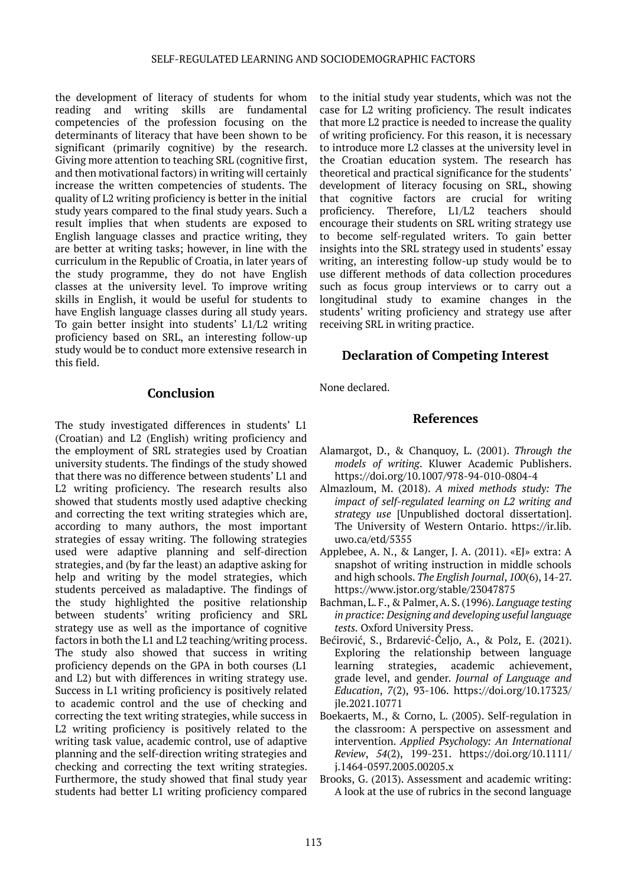the development of literacy of students for whom reading and writing skills are fundamental competencies of the profession focusing on the determinants of literacy that have been shown to be significant (primarily cognitive) by the research. Giving more attention to teaching SRL (cognitive first, and then motivational factors) in writing will certainly increase the written competencies of students. The quality of L2 writing proficiency is better in the initial study years compared to the final study years. Such a result implies that when students are exposed to English language classes and practice writing, they are better at writing tasks; however, in line with the curriculum in the Republic of Croatia, in later years of the study programme, they do not have English classes at the university level. To improve writing skills in English, it would be useful for students to have English language classes during all study years. To gain better insight into students' L1/L2 writing proficiency based on SRL, an interesting follow-up study would be to conduct more extensive research in this field.

## Conclusion

The study investigated differences in students' L1 (Croatian) and L2 (English) writing proficiency and the employment of SRL strategies used by Croatian university students. The findings of the study showed that there was no difference between students' L1 and L2 writing proficiency. The research results also showed that students mostly used adaptive checking and correcting the text writing strategies which are, according to many authors, the most important strategies of essay writing. The following strategies used were adaptive planning and self-direction strategies, and (by far the least) an adaptive asking for help and writing by the model strategies, which students perceived as maladaptive. The findings of the study highlighted the positive relationship between students' writing proficiency and SRL strategy use as well as the importance of cognitive factors in both the L1 and L2 teaching/writing process. The study also showed that success in writing proficiency depends on the GPA in both courses (L1 and L2) but with differences in writing strategy use. Success in L1 writing proficiency is positively related to academic control and the use of checking and correcting the text writing strategies, while success in L2 writing proficiency is positively related to the writing task value, academic control, use of adaptive planning and the self-direction writing strategies and checking and correcting the text writing strategies. Furthermore, the study showed that final study year students had better L1 writing proficiency compared to the initial study year students, which was not the case for L2 writing proficiency. The result indicates that more L2 practice is needed to increase the quality of writing proficiency. For this reason, it is necessary to introduce more L2 classes at the university level in the Croatian education system. The research has theoretical and practical significance for the students' development of literacy focusing on SRL, showing that cognitive factors are crucial for writing proficiency. Therefore, L1/L2 teachers should encourage their students on SRL writing strategy use to become self-regulated writers. To gain better insights into the SRL strategy used in students' essay writing, an interesting follow-up study would be to use different methods of data collection procedures such as focus group interviews or to carry out a longitudinal study to examine changes in the students' writing proficiency and strategy use after receiving SRL in writing practice.

## Declaration of Competing Interest

None declared.

## References

Alamargot, D., & Chanquoy, L. (2001). *Through the models of writing*. Kluwer Academic Publishers. https://doi.org/10.1007/978-94-010-0804-4

Almazloum, M. (2018). *A mixed methods study: The impact of self-regulated learning on L2 writing and strategy use* [Unpublished doctoral dissertation]. The University of Western Ontario. https://ir.lib.uwo.ca/etd/5355

Applebee, A. N., & Langer, J. A. (2011). «EJ» extra: A snapshot of writing instruction in middle schools and high schools. *The English Journal*, *100*(6), 14-27. https://www.jstor.org/stable/23047875

Bachman, L. F., & Palmer, A. S. (1996). *Language testing in practice: Designing and developing useful language tests.* Oxford University Press.

Bećirović, S., Brdarević-Čeljo, A., & Polz, E. (2021). Exploring the relationship between language learning strategies, academic achievement, grade level, and gender. *Journal of Language and Education*, *7*(2), 93-106. https://doi.org/10.17323/jle.2021.10771

Boekaerts, M., & Corno, L. (2005). Self-regulation in the classroom: A perspective on assessment and intervention. *Applied Psychology: An International Review*, *54*(2), 199-231. https://doi.org/10.1111/j.1464-0597.2005.00205.x

Brooks, G. (2013). Assessment and academic writing: A look at the use of rubrics in the second language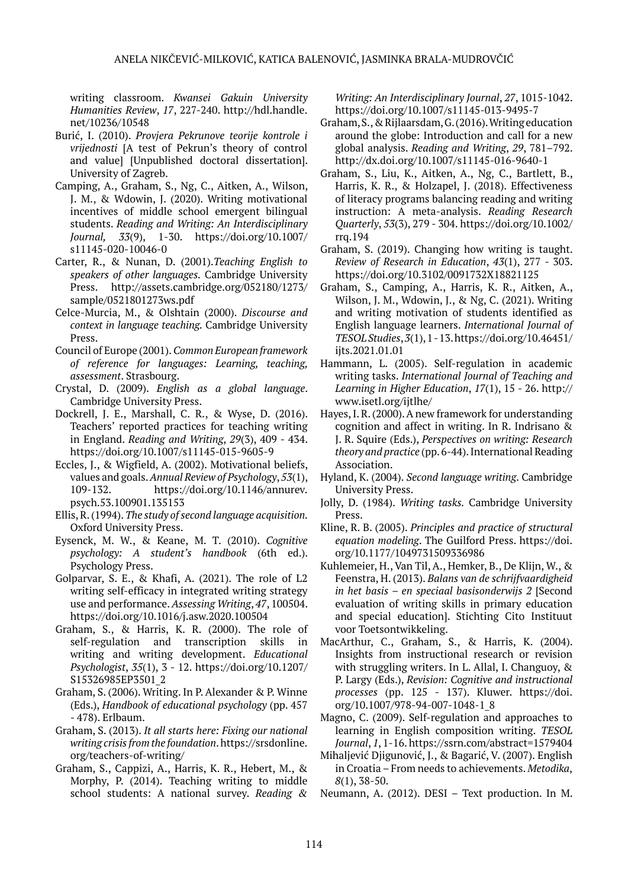writing classroom. *Kwansei Gakuin University Humanities Review*, *17*, 227-240. http://hdl.handle.net/10236/10548

Burić, I. (2010). *Provjera Pekrunove teorije kontrole i vrijednosti* [A test of Pekrun's theory of control and value] [Unpublished doctoral dissertation]. University of Zagreb.

Camping, A., Graham, S., Ng, C., Aitken, A., Wilson, J. M., & Wdowin, J. (2020). Writing motivational incentives of middle school emergent bilingual students. *Reading and Writing: An Interdisciplinary Journal, 33*(9), 1-30. https://doi.org/10.1007/s11145-020-10046-0

Carter, R., & Nunan, D. (2001).*Teaching English to speakers of other languages.* Cambridge University Press. http://assets.cambridge.org/052180/1273/sample/0521801273ws.pdf

Celce-Murcia, M., & Olshtain (2000). *Discourse and context in language teaching.* Cambridge University Press.

Council of Europe (2001). *Common European framework of reference for languages: Learning, teaching, assessment*. Strasbourg.

Crystal, D. (2009). *English as a global language*. Cambridge University Press.

Dockrell, J. E., Marshall, C. R., & Wyse, D. (2016). Teachers' reported practices for teaching writing in England. *Reading and Writing*, *29*(3), 409 - 434. https://doi.org/10.1007/s11145-015-9605-9

Eccles, J., & Wigfield, A. (2002). Motivational beliefs, values and goals. *Annual Review of Psychology*, *53*(1), 109-132. https://doi.org/10.1146/annurev.psych.53.100901.135153

Ellis, R. (1994). *The study of second language acquisition.* Oxford University Press.

Eysenck, M. W., & Keane, M. T. (2010). *Cognitive psychology: A student's handbook* (6th ed.). Psychology Press.

Golparvar, S. E., & Khafi, A. (2021). The role of L2 writing self-efficacy in integrated writing strategy use and performance. *Assessing Writing*, *47*, 100504. https://doi.org/10.1016/j.asw.2020.100504

Graham, S., & Harris, K. R. (2000). The role of self-regulation and transcription skills in writing and writing development. *Educational Psychologist*, *35*(1), 3 - 12. https://doi.org/10.1207/S15326985EP3501_2

Graham, S. (2006). Writing. In P. Alexander & P. Winne (Eds.), *Handbook of educational psychology* (pp. 457 - 478). Erlbaum.

Graham, S. (2013). *It all starts here: Fixing our national writing crisis from the foundation*. https://srsdonline.org/teachers-of-writing/

Graham, S., Cappizi, A., Harris, K. R., Hebert, M., & Morphy, P. (2014). Teaching writing to middle school students: A national survey. *Reading & Writing: An Interdisciplinary Journal*, *27*, 1015-1042. https://doi.org/10.1007/s11145-013-9495-7

Graham, S., & Rijlaarsdam, G. (2016). Writing education around the globe: Introduction and call for a new global analysis. *Reading and Writing*, *29*, 781–792. http://dx.doi.org/10.1007/s11145-016-9640-1

Graham, S., Liu, K., Aitken, A., Ng, C., Bartlett, B., Harris, K. R., & Holzapel, J. (2018). Effectiveness of literacy programs balancing reading and writing instruction: A meta-analysis. *Reading Research Quarterly*, *53*(3), 279 - 304. https://doi.org/10.1002/rrq.194

Graham, S. (2019). Changing how writing is taught. *Review of Research in Education*, *43*(1), 277 - 303. https://doi.org/10.3102/0091732X18821125

Graham, S., Camping, A., Harris, K. R., Aitken, A., Wilson, J. M., Wdowin, J., & Ng, C. (2021). Writing and writing motivation of students identified as English language learners. *International Journal of TESOL Studies*, *3*(1), 1 - 13. https://doi.org/10.46451/ijts.2021.01.01

Hammann, L. (2005). Self-regulation in academic writing tasks. *International Journal of Teaching and Learning in Higher Education*, *17*(1), 15 - 26. http://www.isetl.org/ijtlhe/

Hayes, I. R. (2000). A new framework for understanding cognition and affect in writing. In R. Indrisano & J. R. Squire (Eds.), *Perspectives on writing: Research theory and practice* (pp. 6-44). International Reading Association.

Hyland, K. (2004). *Second language writing.* Cambridge University Press.

Jolly, D. (1984). *Writing tasks.* Cambridge University Press.

Kline, R. B. (2005). *Principles and practice of structural equation modeling*. The Guilford Press. https://doi.org/10.1177/1049731509336986

Kuhlemeier, H., Van Til, A., Hemker, B., De Klijn, W., & Feenstra, H. (2013). *Balans van de schrijfvaardigheid in het basis – en speciaal basisonderwijs 2* [Second evaluation of writing skills in primary education and special education]. Stichting Cito Instituut voor Toetsontwikkeling.

MacArthur, C., Graham, S., & Harris, K. (2004). Insights from instructional research or revision with struggling writers. In L. Allal, I. Changuoy, & P. Largy (Eds.), *Revision: Cognitive and instructional processes* (pp. 125 - 137). Kluwer. https://doi.org/10.1007/978-94-007-1048-1_8

Magno, C. (2009). Self-regulation and approaches to learning in English composition writing. *TESOL Journal*, *1*, 1-16. https://ssrn.com/abstract=1579404

Mihaljević Djigunović, J., & Bagarić, V. (2007). English in Croatia – From needs to achievements. *Metodika*, *8*(1), 38-50.

Neumann, A. (2012). DESI – Text production. In M.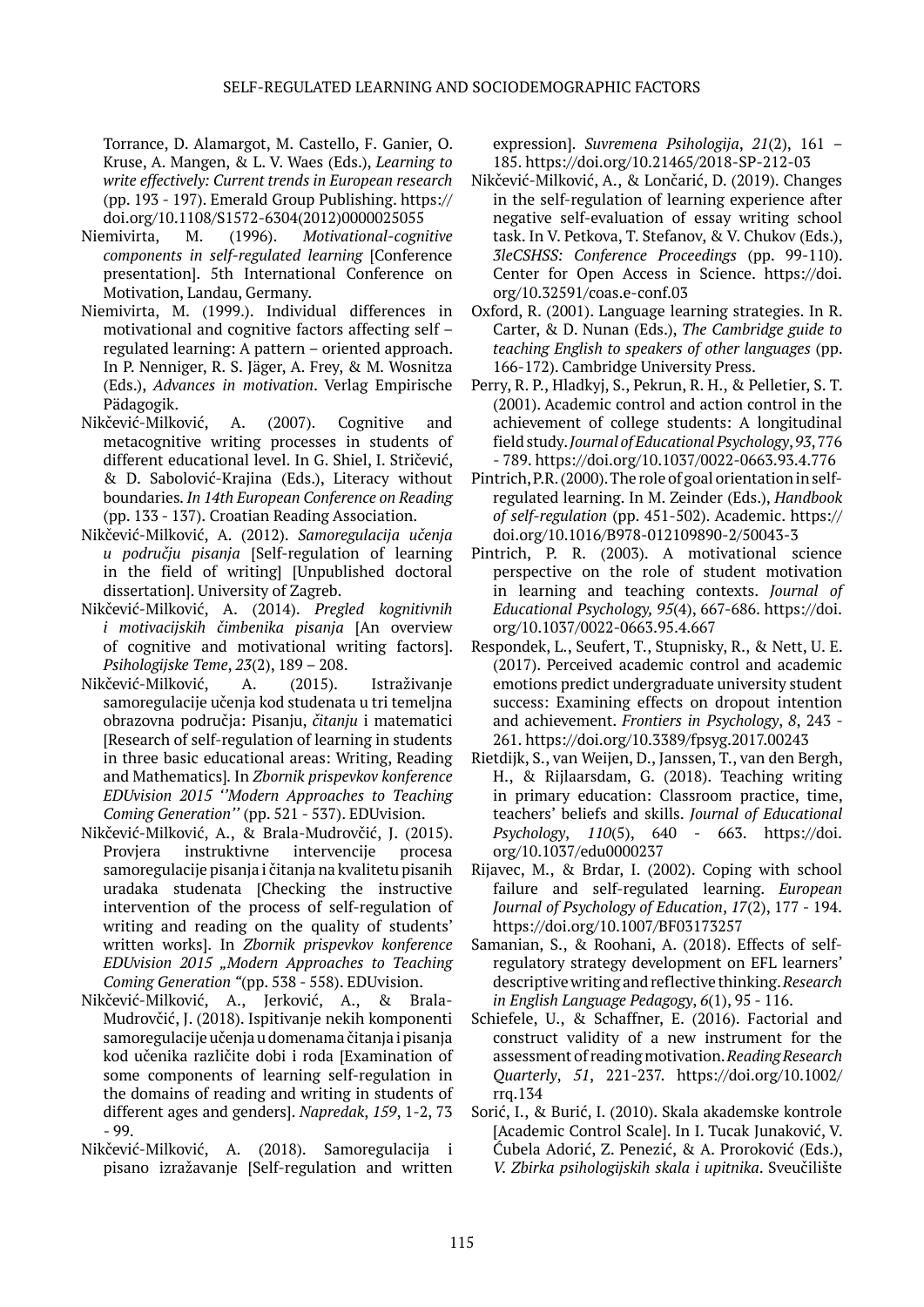Torrance, D. Alamargot, M. Castello, F. Ganier, O. Kruse, A. Mangen, & L. V. Waes (Eds.), *Learning to write effectively: Current trends in European research* (pp. 193 - 197). Emerald Group Publishing. https://doi.org/10.1108/S1572-6304(2012)0000025055

Niemivirta, M. (1996). *Motivational-cognitive components in self-regulated learning* [Conference presentation]. 5th International Conference on Motivation, Landau, Germany.

Niemivirta, M. (1999.). Individual differences in motivational and cognitive factors affecting self – regulated learning: A pattern – oriented approach. In P. Nenniger, R. S. Jäger, A. Frey, & M. Wosnitza (Eds.), *Advances in motivation*. Verlag Empirische Pädagogik.

Nikčević-Milković, A. (2007). Cognitive and metacognitive writing processes in students of different educational level. In G. Shiel, I. Stričević, & D. Sabolović-Krajina (Eds.), Literacy without boundaries. *In 14th European Conference on Reading* (pp. 133 - 137). Croatian Reading Association.

Nikčević-Milković, A. (2012). *Samoregulacija učenja u području pisanja* [Self-regulation of learning in the field of writing] [Unpublished doctoral dissertation]. University of Zagreb.

Nikčević-Milković, A. (2014). *Pregled kognitivnih i motivacijskih čimbenika pisanja* [An overview of cognitive and motivational writing factors]. *Psihologijske Teme*, *23*(2), 189 – 208.

Nikčević-Milković, A. (2015). Istraživanje samoregulacije učenja kod studenata u tri temeljna obrazovna područja: Pisanju, *čitanju* i matematici [Research of self-regulation of learning in students in three basic educational areas: Writing, Reading and Mathematics]. In *Zbornik prispevkov konference EDUvision 2015 ''Modern Approaches to Teaching Coming Generation''* (pp. 521 - 537). EDUvision.

Nikčević-Milković, A., & Brala-Mudrovčić, J. (2015). Provjera instruktivne intervencije procesa samoregulacije pisanja i čitanja na kvalitetu pisanih uradaka studenata [Checking the instructive intervention of the process of self-regulation of writing and reading on the quality of students' written works]. In *Zbornik prispevkov konference EDUvision 2015 „Modern Approaches to Teaching Coming Generation "*(pp. 538 - 558). EDUvision.

Nikčević-Milković, A., Jerković, A., & Brala-Mudrovčić, J. (2018). Ispitivanje nekih komponenti samoregulacije učenja u domenama čitanja i pisanja kod učenika različite dobi i roda [Examination of some components of learning self-regulation in the domains of reading and writing in students of different ages and genders]. *Napredak*, *159*, 1-2, 73 - 99.

Nikčević-Milković, A. (2018). Samoregulacija i pisano izražavanje [Self-regulation and written expression]. *Suvremena Psihologija*, *21*(2), 161 – 185. https://doi.org/10.21465/2018-SP-212-03

Nikčević-Milković, A., & Lončarić, D. (2019). Changes in the self-regulation of learning experience after negative self-evaluation of essay writing school task. In V. Petkova, T. Stefanov, & V. Chukov (Eds.), *3leCSHSS: Conference Proceedings* (pp. 99-110). Center for Open Access in Science. https://doi.org/10.32591/coas.e-conf.03

Oxford, R. (2001). Language learning strategies. In R. Carter, & D. Nunan (Eds.), *The Cambridge guide to teaching English to speakers of other languages* (pp. 166-172). Cambridge University Press.

Perry, R. P., Hladkyj, S., Pekrun, R. H., & Pelletier, S. T. (2001). Academic control and action control in the achievement of college students: A longitudinal field study. *Journal of Educational Psychology*, *93*, 776 - 789. https://doi.org/10.1037/0022-0663.93.4.776

Pintrich, P.R. (2000). The role of goal orientation in self-regulated learning. In M. Zeinder (Eds.), *Handbook of self-regulation* (pp. 451-502). Academic. https://doi.org/10.1016/B978-012109890-2/50043-3

Pintrich, P. R. (2003). A motivational science perspective on the role of student motivation in learning and teaching contexts. *Journal of Educational Psychology, 95*(4), 667-686. https://doi.org/10.1037/0022-0663.95.4.667

Respondek, L., Seufert, T., Stupnisky, R., & Nett, U. E. (2017). Perceived academic control and academic emotions predict undergraduate university student success: Examining effects on dropout intention and achievement. *Frontiers in Psychology*, *8*, 243 - 261. https://doi.org/10.3389/fpsyg.2017.00243

Rietdijk, S., van Weijen, D., Janssen, T., van den Bergh, H., & Rijlaarsdam, G. (2018). Teaching writing in primary education: Classroom practice, time, teachers' beliefs and skills. *Journal of Educational Psychology*, *110*(5), 640 - 663. https://doi.org/10.1037/edu0000237

Rijavec, M., & Brdar, I. (2002). Coping with school failure and self-regulated learning. *European Journal of Psychology of Education*, *17*(2), 177 - 194. https://doi.org/10.1007/BF03173257

Samanian, S., & Roohani, A. (2018). Effects of self-regulatory strategy development on EFL learners' descriptive writing and reflective thinking. *Research in English Language Pedagogy*, *6*(1), 95 - 116.

Schiefele, U., & Schaffner, E. (2016). Factorial and construct validity of a new instrument for the assessment of reading motivation. *Reading Research Quarterly*, *51*, 221-237. https://doi.org/10.1002/rrq.134

Sorić, I., & Burić, I. (2010). Skala akademske kontrole [Academic Control Scale]. In I. Tucak Junaković, V. Ćubela Adorić, Z. Penezić, & A. Proroković (Eds.), *V. Zbirka psihologijskih skala i upitnika*. Sveučilište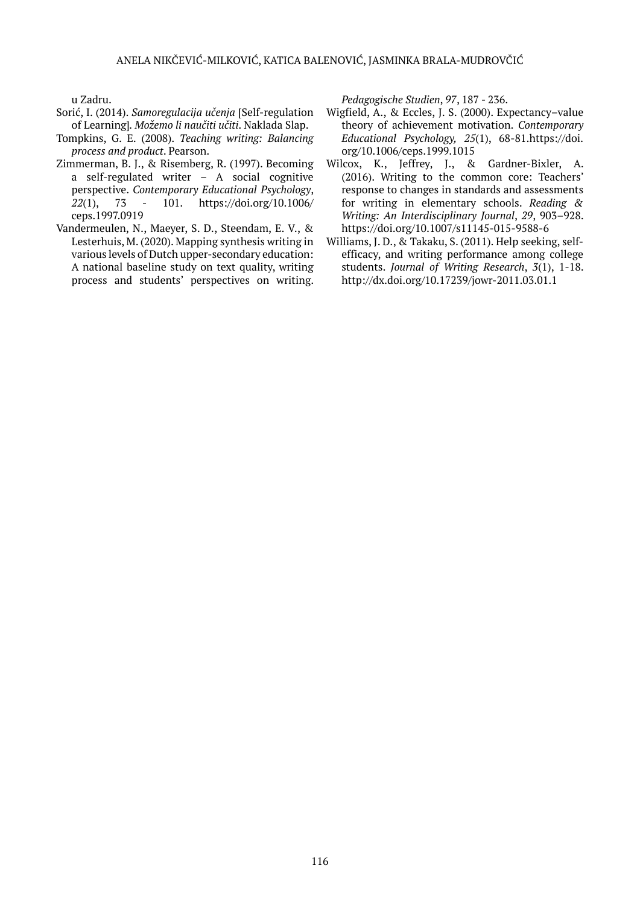u Zadru.

Sorić, I. (2014). *Samoregulacija učenja* [Self-regulation of Learning]. *Možemo li naučiti učiti*. Naklada Slap.

Tompkins, G. E. (2008). *Teaching writing: Balancing process and product*. Pearson.

Zimmerman, B. J., & Risemberg, R. (1997). Becoming a self-regulated writer – A social cognitive perspective. *Contemporary Educational Psychology*, *22*(1), 73 - 101. https://doi.org/10.1006/ceps.1997.0919

Vandermeulen, N., Maeyer, S. D., Steendam, E. V., & Lesterhuis, M. (2020). Mapping synthesis writing in various levels of Dutch upper-secondary education: A national baseline study on text quality, writing process and students' perspectives on writing. *Pedagogische Studien*, *97*, 187 - 236.

Wigfield, A., & Eccles, J. S. (2000). Expectancy–value theory of achievement motivation. *Contemporary Educational Psychology, 25*(1), 68-81.https://doi.org/10.1006/ceps.1999.1015

Wilcox, K., Jeffrey, J., & Gardner-Bixler, A. (2016). Writing to the common core: Teachers' response to changes in standards and assessments for writing in elementary schools. *Reading & Writing: An Interdisciplinary Journal*, *29*, 903–928. https://doi.org/10.1007/s11145-015-9588-6

Williams, J. D., & Takaku, S. (2011). Help seeking, self-efficacy, and writing performance among college students. *Journal of Writing Research*, *3*(1), 1-18. http://dx.doi.org/10.17239/jowr-2011.03.01.1